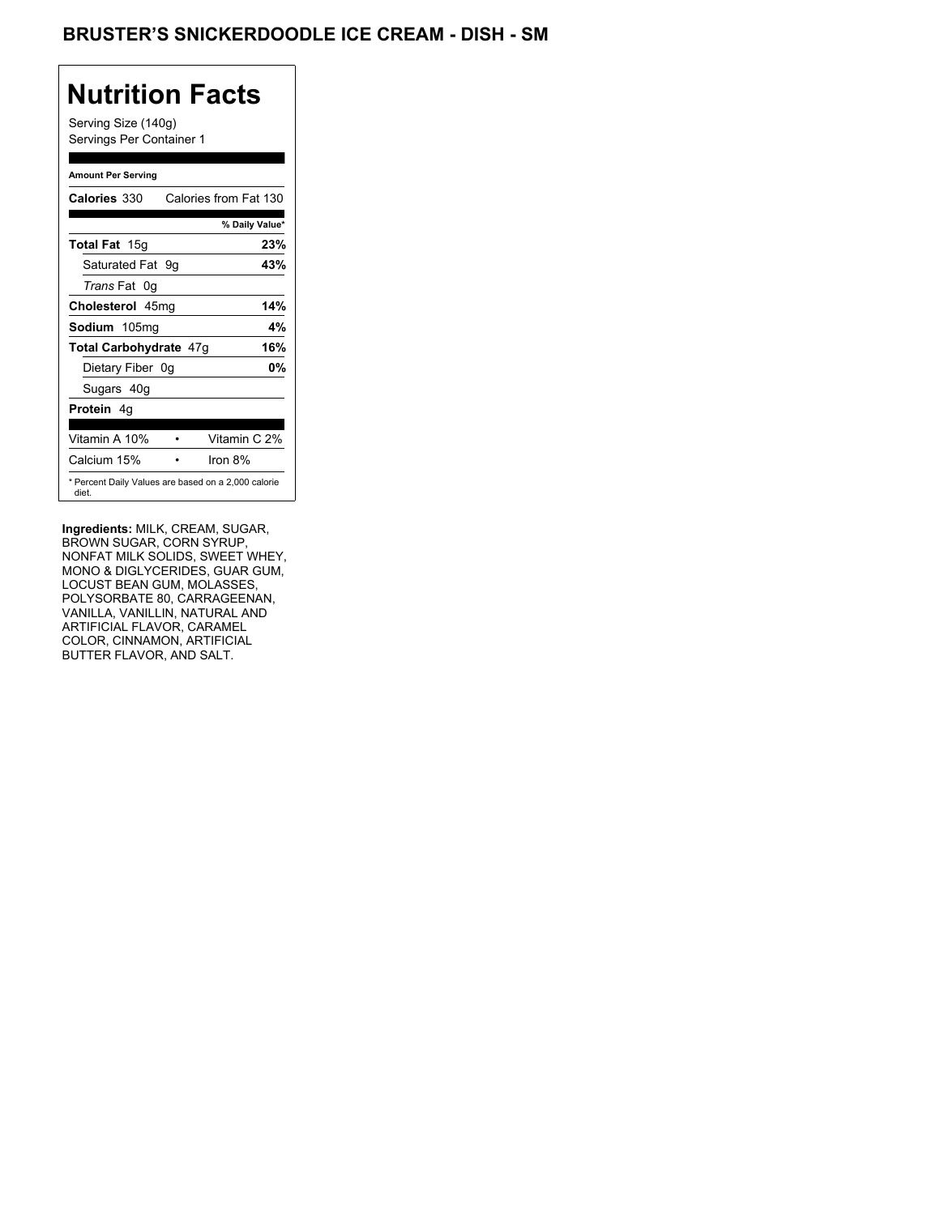# BRUSTER'S SNICKERDOODLE ICE CREAM - DISH - SM

## Nutrition Facts

Serving Size (140g)
Servings Per Container 1

**Amount Per Serving**

| | |
|---|---|
| **Calories** 330 | Calories from Fat 130 |
| | **% Daily Value*** |
| **Total Fat** 15g | **23%** |
| Saturated Fat 9g | **43%** |
| *Trans* Fat 0g | |
| **Cholesterol** 45mg | **14%** |
| **Sodium** 105mg | **4%** |
| **Total Carbohydrate** 47g | **16%** |
| Dietary Fiber 0g | **0%** |
| Sugars 40g | |
| **Protein** 4g | |

| | | |
|---|---|---|
| Vitamin A 10% | • | Vitamin C 2% |
| Calcium 15% | • | Iron 8% |

* Percent Daily Values are based on a 2,000 calorie diet.

**Ingredients:** MILK, CREAM, SUGAR, BROWN SUGAR, CORN SYRUP, NONFAT MILK SOLIDS, SWEET WHEY, MONO & DIGLYCERIDES, GUAR GUM, LOCUST BEAN GUM, MOLASSES, POLYSORBATE 80, CARRAGEENAN, VANILLA, VANILLIN, NATURAL AND ARTIFICIAL FLAVOR, CARAMEL COLOR, CINNAMON, ARTIFICIAL BUTTER FLAVOR, AND SALT.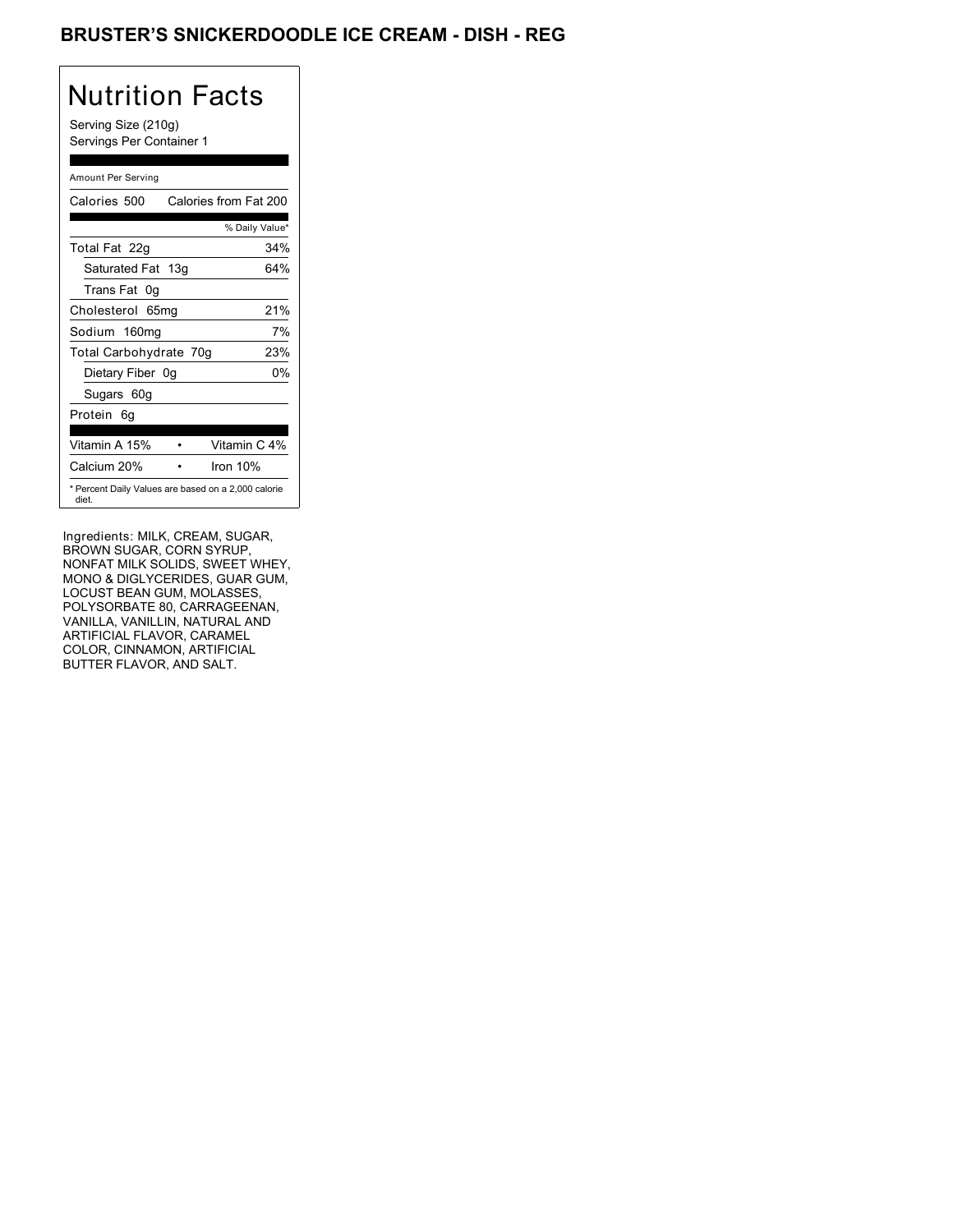# BRUSTER'S SNICKERDOODLE ICE CREAM - DISH - REG

## Nutrition Facts

Serving Size (210g)
Servings Per Container 1

Amount Per Serving

| | |
|---|---|
| Calories 500 | Calories from Fat 200 |
| | % Daily Value* |
| Total Fat 22g | 34% |
| Saturated Fat 13g | 64% |
| Trans Fat 0g | |
| Cholesterol 65mg | 21% |
| Sodium 160mg | 7% |
| Total Carbohydrate 70g | 23% |
| Dietary Fiber 0g | 0% |
| Sugars 60g | |
| Protein 6g | |
| Vitamin A 15% | Vitamin C 4% |
| Calcium 20% | Iron 10% |

* Percent Daily Values are based on a 2,000 calorie diet.

Ingredients: MILK, CREAM, SUGAR, BROWN SUGAR, CORN SYRUP, NONFAT MILK SOLIDS, SWEET WHEY, MONO & DIGLYCERIDES, GUAR GUM, LOCUST BEAN GUM, MOLASSES, POLYSORBATE 80, CARRAGEENAN, VANILLA, VANILLIN, NATURAL AND ARTIFICIAL FLAVOR, CARAMEL COLOR, CINNAMON, ARTIFICIAL BUTTER FLAVOR, AND SALT.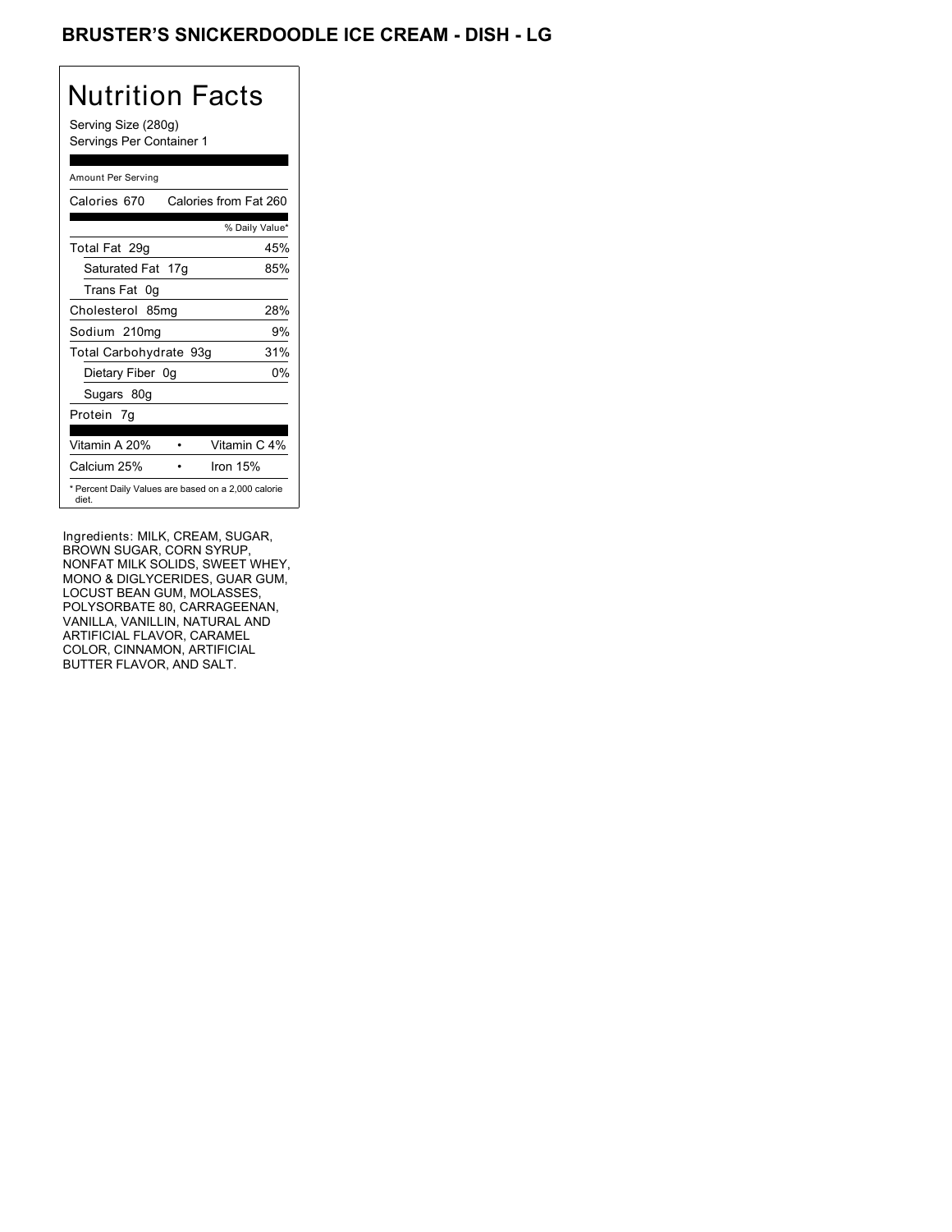# BRUSTER'S SNICKERDOODLE ICE CREAM - DISH - LG

## Nutrition Facts

Serving Size (280g)
Servings Per Container 1

Amount Per Serving

| Calories 670 | Calories from Fat 260 |
|---|---|
| | % Daily Value* |
| Total Fat 29g | 45% |
| Saturated Fat 17g | 85% |
| Trans Fat 0g | |
| Cholesterol 85mg | 28% |
| Sodium 210mg | 9% |
| Total Carbohydrate 93g | 31% |
| Dietary Fiber 0g | 0% |
| Sugars 80g | |
| Protein 7g | |

| | |
|---|---|
| Vitamin A 20% | Vitamin C 4% |
| Calcium 25% | Iron 15% |

* Percent Daily Values are based on a 2,000 calorie diet.

Ingredients: MILK, CREAM, SUGAR, BROWN SUGAR, CORN SYRUP, NONFAT MILK SOLIDS, SWEET WHEY, MONO & DIGLYCERIDES, GUAR GUM, LOCUST BEAN GUM, MOLASSES, POLYSORBATE 80, CARRAGEENAN, VANILLA, VANILLIN, NATURAL AND ARTIFICIAL FLAVOR, CARAMEL COLOR, CINNAMON, ARTIFICIAL BUTTER FLAVOR, AND SALT.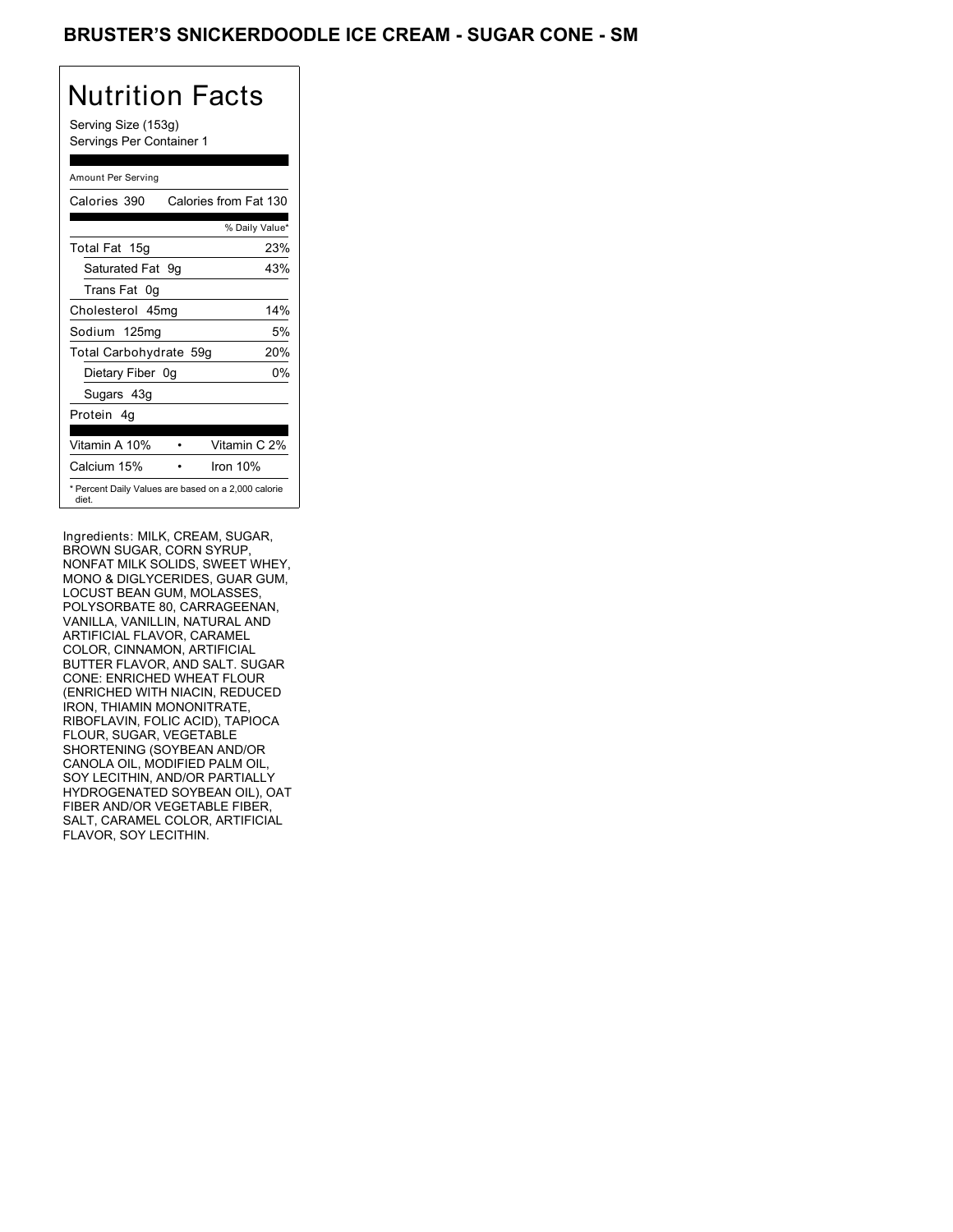# BRUSTER'S SNICKERDOODLE ICE CREAM - SUGAR CONE - SM

## Nutrition Facts

Serving Size (153g)
Servings Per Container 1

| Amount Per Serving | |
|---|---|
| Calories 390 | Calories from Fat 130 |
| | % Daily Value* |
| Total Fat 15g | 23% |
| Saturated Fat 9g | 43% |
| Trans Fat 0g | |
| Cholesterol 45mg | 14% |
| Sodium 125mg | 5% |
| Total Carbohydrate 59g | 20% |
| Dietary Fiber 0g | 0% |
| Sugars 43g | |
| Protein 4g | |
| Vitamin A 10% | Vitamin C 2% |
| Calcium 15% | Iron 10% |

* Percent Daily Values are based on a 2,000 calorie diet.

Ingredients: MILK, CREAM, SUGAR, BROWN SUGAR, CORN SYRUP, NONFAT MILK SOLIDS, SWEET WHEY, MONO & DIGLYCERIDES, GUAR GUM, LOCUST BEAN GUM, MOLASSES, POLYSORBATE 80, CARRAGEENAN, VANILLA, VANILLIN, NATURAL AND ARTIFICIAL FLAVOR, CARAMEL COLOR, CINNAMON, ARTIFICIAL BUTTER FLAVOR, AND SALT. SUGAR CONE: ENRICHED WHEAT FLOUR (ENRICHED WITH NIACIN, REDUCED IRON, THIAMIN MONONITRATE, RIBOFLAVIN, FOLIC ACID), TAPIOCA FLOUR, SUGAR, VEGETABLE SHORTENING (SOYBEAN AND/OR CANOLA OIL, MODIFIED PALM OIL, SOY LECITHIN, AND/OR PARTIALLY HYDROGENATED SOYBEAN OIL), OAT FIBER AND/OR VEGETABLE FIBER, SALT, CARAMEL COLOR, ARTIFICIAL FLAVOR, SOY LECITHIN.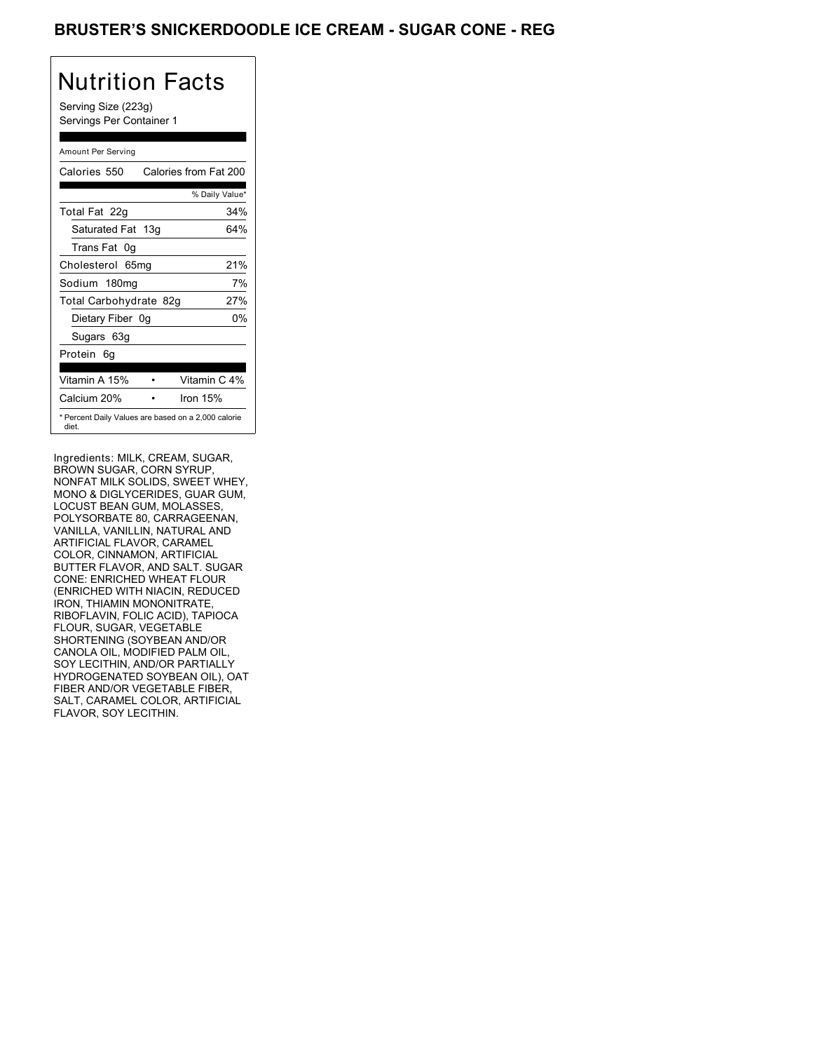# BRUSTER'S SNICKERDOODLE ICE CREAM - SUGAR CONE - REG

## Nutrition Facts

Serving Size (223g)
Servings Per Container 1

Amount Per Serving

| Calories 550 | Calories from Fat 200 |
|---|---|
| | % Daily Value* |
| Total Fat 22g | 34% |
| Saturated Fat 13g | 64% |
| Trans Fat 0g | |
| Cholesterol 65mg | 21% |
| Sodium 180mg | 7% |
| Total Carbohydrate 82g | 27% |
| Dietary Fiber 0g | 0% |
| Sugars 63g | |
| Protein 6g | |

| Vitamin A 15% | • | Vitamin C 4% |
|---|---|---|
| Calcium 20% | • | Iron 15% |

* Percent Daily Values are based on a 2,000 calorie diet.

Ingredients: MILK, CREAM, SUGAR, BROWN SUGAR, CORN SYRUP, NONFAT MILK SOLIDS, SWEET WHEY, MONO & DIGLYCERIDES, GUAR GUM, LOCUST BEAN GUM, MOLASSES, POLYSORBATE 80, CARRAGEENAN, VANILLA, VANILLIN, NATURAL AND ARTIFICIAL FLAVOR, CARAMEL COLOR, CINNAMON, ARTIFICIAL BUTTER FLAVOR, AND SALT. SUGAR CONE: ENRICHED WHEAT FLOUR (ENRICHED WITH NIACIN, REDUCED IRON, THIAMIN MONONITRATE, RIBOFLAVIN, FOLIC ACID), TAPIOCA FLOUR, SUGAR, VEGETABLE SHORTENING (SOYBEAN AND/OR CANOLA OIL, MODIFIED PALM OIL, SOY LECITHIN, AND/OR PARTIALLY HYDROGENATED SOYBEAN OIL), OAT FIBER AND/OR VEGETABLE FIBER, SALT, CARAMEL COLOR, ARTIFICIAL FLAVOR, SOY LECITHIN.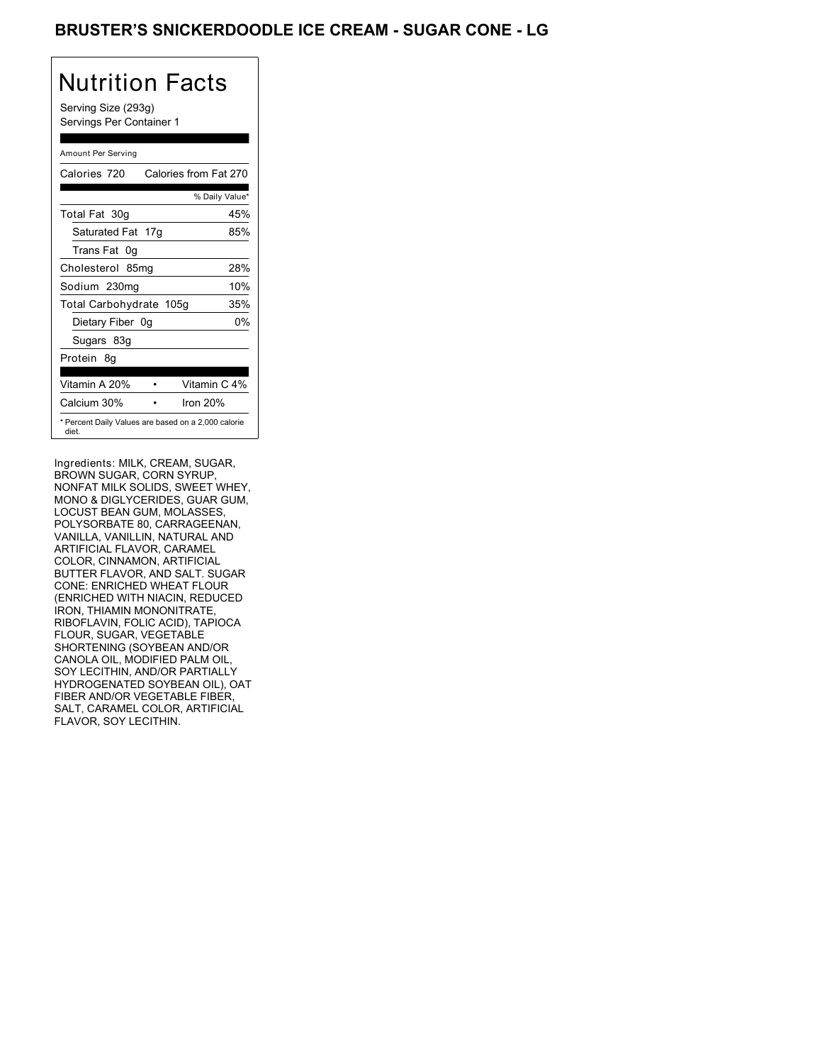# BRUSTER'S SNICKERDOODLE ICE CREAM - SUGAR CONE - LG

## Nutrition Facts

Serving Size (293g)
Servings Per Container 1

Amount Per Serving

| | |
|---|---|
| Calories 720 | Calories from Fat 270 |
| | % Daily Value* |
| Total Fat 30g | 45% |
| Saturated Fat 17g | 85% |
| Trans Fat 0g | |
| Cholesterol 85mg | 28% |
| Sodium 230mg | 10% |
| Total Carbohydrate 105g | 35% |
| Dietary Fiber 0g | 0% |
| Sugars 83g | |
| Protein 8g | |
| Vitamin A 20% • | Vitamin C 4% |
| Calcium 30% • | Iron 20% |

* Percent Daily Values are based on a 2,000 calorie diet.

Ingredients: MILK, CREAM, SUGAR, BROWN SUGAR, CORN SYRUP, NONFAT MILK SOLIDS, SWEET WHEY, MONO & DIGLYCERIDES, GUAR GUM, LOCUST BEAN GUM, MOLASSES, POLYSORBATE 80, CARRAGEENAN, VANILLA, VANILLIN, NATURAL AND ARTIFICIAL FLAVOR, CARAMEL COLOR, CINNAMON, ARTIFICIAL BUTTER FLAVOR, AND SALT. SUGAR CONE: ENRICHED WHEAT FLOUR (ENRICHED WITH NIACIN, REDUCED IRON, THIAMIN MONONITRATE, RIBOFLAVIN, FOLIC ACID), TAPIOCA FLOUR, SUGAR, VEGETABLE SHORTENING (SOYBEAN AND/OR CANOLA OIL, MODIFIED PALM OIL, SOY LECITHIN, AND/OR PARTIALLY HYDROGENATED SOYBEAN OIL), OAT FIBER AND/OR VEGETABLE FIBER, SALT, CARAMEL COLOR, ARTIFICIAL FLAVOR, SOY LECITHIN.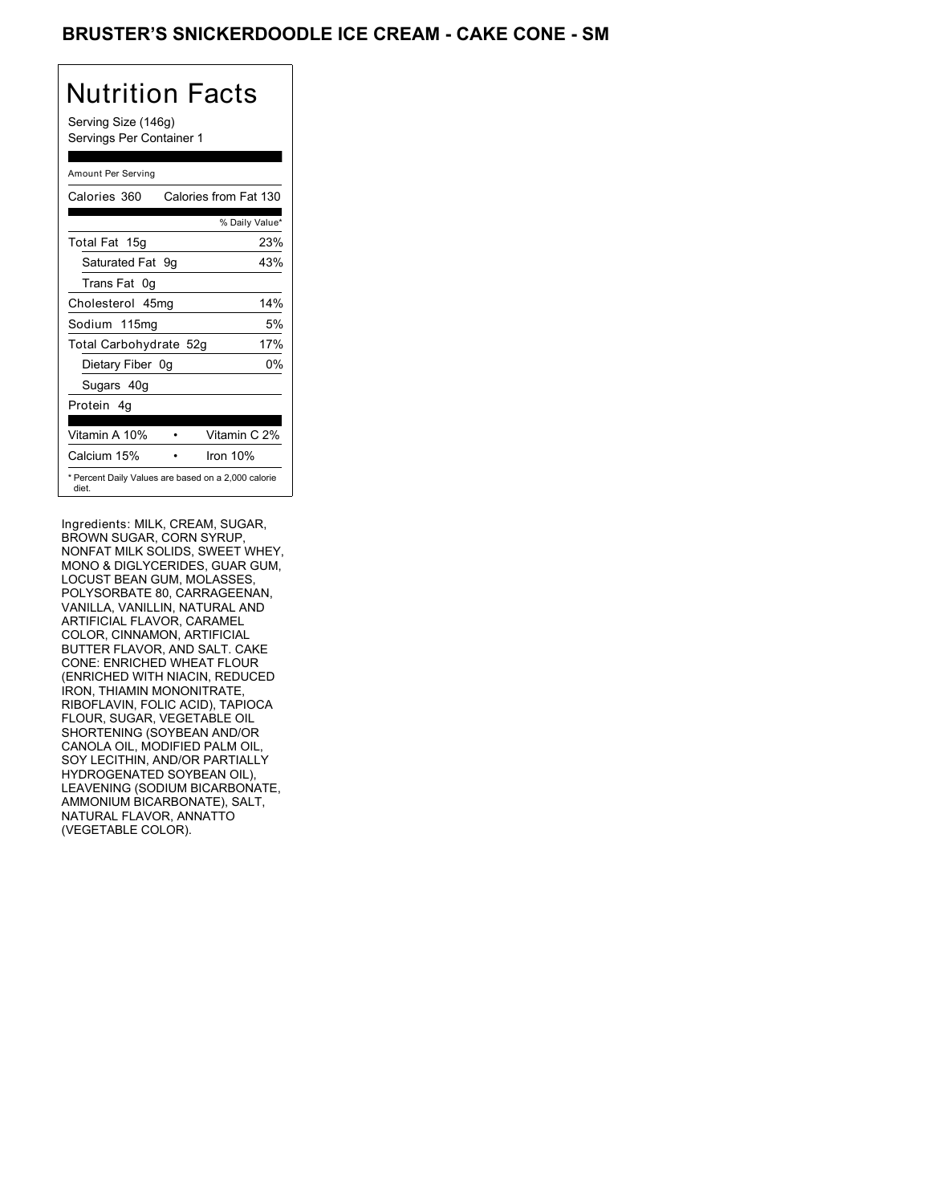# BRUSTER'S SNICKERDOODLE ICE CREAM - CAKE CONE - SM

## Nutrition Facts

Serving Size (146g)
Servings Per Container 1

Amount Per Serving

| Calories 360 | Calories from Fat 130 |
|---|---|
| | % Daily Value* |
| Total Fat 15g | 23% |
| Saturated Fat 9g | 43% |
| Trans Fat 0g | |
| Cholesterol 45mg | 14% |
| Sodium 115mg | 5% |
| Total Carbohydrate 52g | 17% |
| Dietary Fiber 0g | 0% |
| Sugars 40g | |
| Protein 4g | |
| Vitamin A 10% | Vitamin C 2% |
| Calcium 15% | Iron 10% |

* Percent Daily Values are based on a 2,000 calorie diet.

Ingredients: MILK, CREAM, SUGAR, BROWN SUGAR, CORN SYRUP, NONFAT MILK SOLIDS, SWEET WHEY, MONO & DIGLYCERIDES, GUAR GUM, LOCUST BEAN GUM, MOLASSES, POLYSORBATE 80, CARRAGEENAN, VANILLA, VANILLIN, NATURAL AND ARTIFICIAL FLAVOR, CARAMEL COLOR, CINNAMON, ARTIFICIAL BUTTER FLAVOR, AND SALT. CAKE CONE: ENRICHED WHEAT FLOUR (ENRICHED WITH NIACIN, REDUCED IRON, THIAMIN MONONITRATE, RIBOFLAVIN, FOLIC ACID), TAPIOCA FLOUR, SUGAR, VEGETABLE OIL SHORTENING (SOYBEAN AND/OR CANOLA OIL, MODIFIED PALM OIL, SOY LECITHIN, AND/OR PARTIALLY HYDROGENATED SOYBEAN OIL), LEAVENING (SODIUM BICARBONATE, AMMONIUM BICARBONATE), SALT, NATURAL FLAVOR, ANNATTO (VEGETABLE COLOR).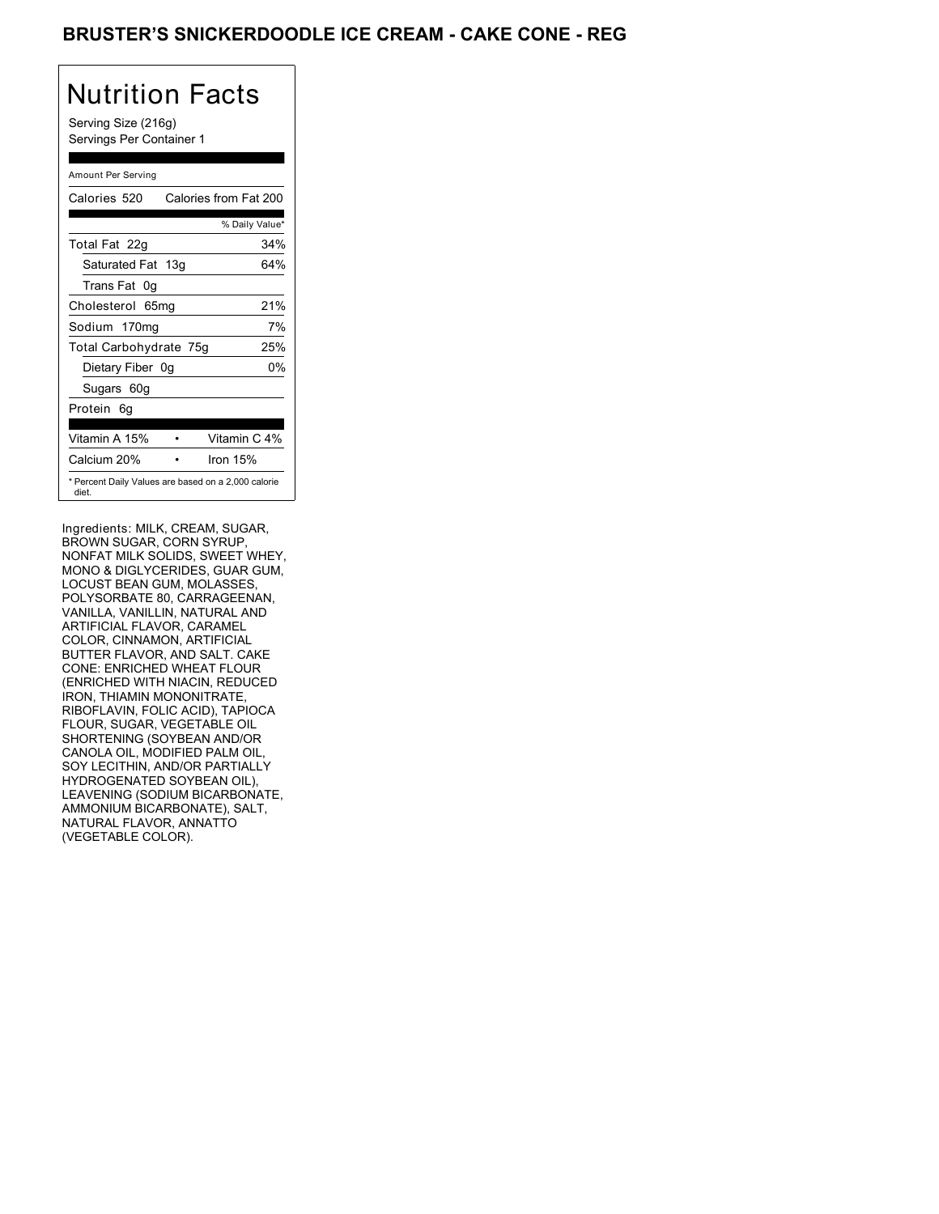# BRUSTER'S SNICKERDOODLE ICE CREAM - CAKE CONE - REG

## Nutrition Facts

Serving Size (216g)
Servings Per Container 1

Amount Per Serving

| Calories 520 | Calories from Fat 200 |
| --- | --- |
| | % Daily Value* |
| Total Fat 22g | 34% |
| Saturated Fat 13g | 64% |
| Trans Fat 0g | |
| Cholesterol 65mg | 21% |
| Sodium 170mg | 7% |
| Total Carbohydrate 75g | 25% |
| Dietary Fiber 0g | 0% |
| Sugars 60g | |
| Protein 6g | |
| Vitamin A 15% • | Vitamin C 4% |
| Calcium 20% • | Iron 15% |

* Percent Daily Values are based on a 2,000 calorie diet.

Ingredients: MILK, CREAM, SUGAR, BROWN SUGAR, CORN SYRUP, NONFAT MILK SOLIDS, SWEET WHEY, MONO & DIGLYCERIDES, GUAR GUM, LOCUST BEAN GUM, MOLASSES, POLYSORBATE 80, CARRAGEENAN, VANILLA, VANILLIN, NATURAL AND ARTIFICIAL FLAVOR, CARAMEL COLOR, CINNAMON, ARTIFICIAL BUTTER FLAVOR, AND SALT. CAKE CONE: ENRICHED WHEAT FLOUR (ENRICHED WITH NIACIN, REDUCED IRON, THIAMIN MONONITRATE, RIBOFLAVIN, FOLIC ACID), TAPIOCA FLOUR, SUGAR, VEGETABLE OIL SHORTENING (SOYBEAN AND/OR CANOLA OIL, MODIFIED PALM OIL, SOY LECITHIN, AND/OR PARTIALLY HYDROGENATED SOYBEAN OIL), LEAVENING (SODIUM BICARBONATE, AMMONIUM BICARBONATE), SALT, NATURAL FLAVOR, ANNATTO (VEGETABLE COLOR).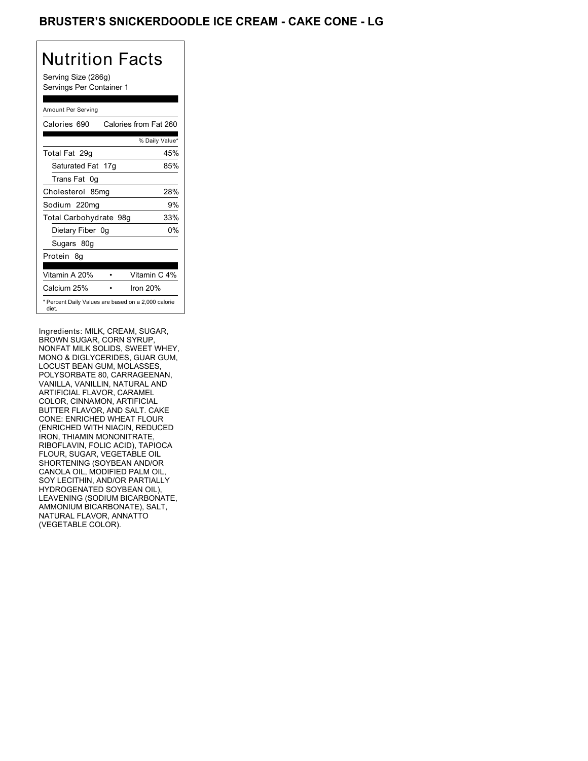# BRUSTER'S SNICKERDOODLE ICE CREAM - CAKE CONE - LG

## Nutrition Facts

Serving Size (286g)
Servings Per Container 1

Amount Per Serving

| Calories 690 | Calories from Fat 260 |
|---|---|
| | % Daily Value* |
| Total Fat 29g | 45% |
| Saturated Fat 17g | 85% |
| Trans Fat 0g | |
| Cholesterol 85mg | 28% |
| Sodium 220mg | 9% |
| Total Carbohydrate 98g | 33% |
| Dietary Fiber 0g | 0% |
| Sugars 80g | |
| Protein 8g | |

| Vitamin A 20% | • | Vitamin C 4% |
|---|---|---|
| Calcium 25% | • | Iron 20% |

* Percent Daily Values are based on a 2,000 calorie diet.

Ingredients: MILK, CREAM, SUGAR, BROWN SUGAR, CORN SYRUP, NONFAT MILK SOLIDS, SWEET WHEY, MONO & DIGLYCERIDES, GUAR GUM, LOCUST BEAN GUM, MOLASSES, POLYSORBATE 80, CARRAGEENAN, VANILLA, VANILLIN, NATURAL AND ARTIFICIAL FLAVOR, CARAMEL COLOR, CINNAMON, ARTIFICIAL BUTTER FLAVOR, AND SALT. CAKE CONE: ENRICHED WHEAT FLOUR (ENRICHED WITH NIACIN, REDUCED IRON, THIAMIN MONONITRATE, RIBOFLAVIN, FOLIC ACID), TAPIOCA FLOUR, SUGAR, VEGETABLE OIL SHORTENING (SOYBEAN AND/OR CANOLA OIL, MODIFIED PALM OIL, SOY LECITHIN, AND/OR PARTIALLY HYDROGENATED SOYBEAN OIL), LEAVENING (SODIUM BICARBONATE, AMMONIUM BICARBONATE), SALT, NATURAL FLAVOR, ANNATTO (VEGETABLE COLOR).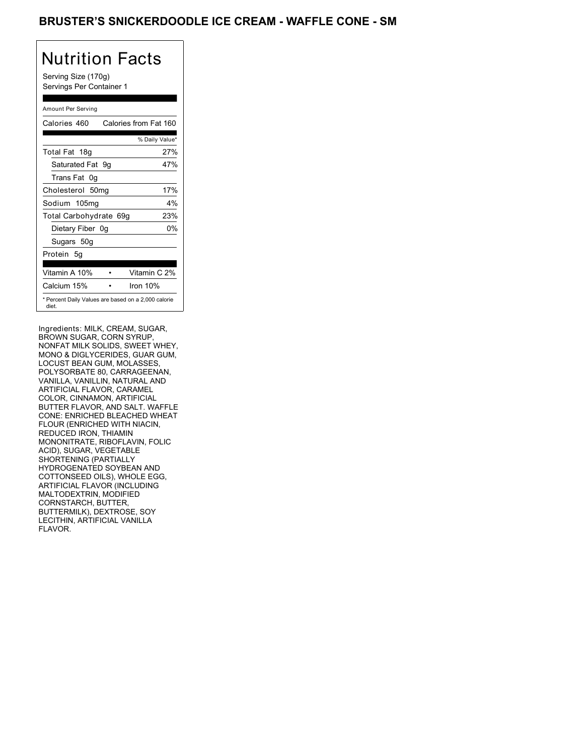# BRUSTER'S SNICKERDOODLE ICE CREAM - WAFFLE CONE - SM

## Nutrition Facts

Serving Size (170g)
Servings Per Container 1

Amount Per Serving

| Calories 460 | Calories from Fat 160 |
|---|---|
| | % Daily Value* |
| Total Fat 18g | 27% |
| Saturated Fat 9g | 47% |
| Trans Fat 0g | |
| Cholesterol 50mg | 17% |
| Sodium 105mg | 4% |
| Total Carbohydrate 69g | 23% |
| Dietary Fiber 0g | 0% |
| Sugars 50g | |
| Protein 5g | |

| Vitamin A 10% | • | Vitamin C 2% |
|---|---|---|
| Calcium 15% | • | Iron 10% |

* Percent Daily Values are based on a 2,000 calorie diet.

Ingredients: MILK, CREAM, SUGAR, BROWN SUGAR, CORN SYRUP, NONFAT MILK SOLIDS, SWEET WHEY, MONO & DIGLYCERIDES, GUAR GUM, LOCUST BEAN GUM, MOLASSES, POLYSORBATE 80, CARRAGEENAN, VANILLA, VANILLIN, NATURAL AND ARTIFICIAL FLAVOR, CARAMEL COLOR, CINNAMON, ARTIFICIAL BUTTER FLAVOR, AND SALT. WAFFLE CONE: ENRICHED BLEACHED WHEAT FLOUR (ENRICHED WITH NIACIN, REDUCED IRON, THIAMIN MONONITRATE, RIBOFLAVIN, FOLIC ACID), SUGAR, VEGETABLE SHORTENING (PARTIALLY HYDROGENATED SOYBEAN AND COTTONSEED OILS), WHOLE EGG, ARTIFICIAL FLAVOR (INCLUDING MALTODEXTRIN, MODIFIED CORNSTARCH, BUTTER, BUTTERMILK), DEXTROSE, SOY LECITHIN, ARTIFICIAL VANILLA FLAVOR.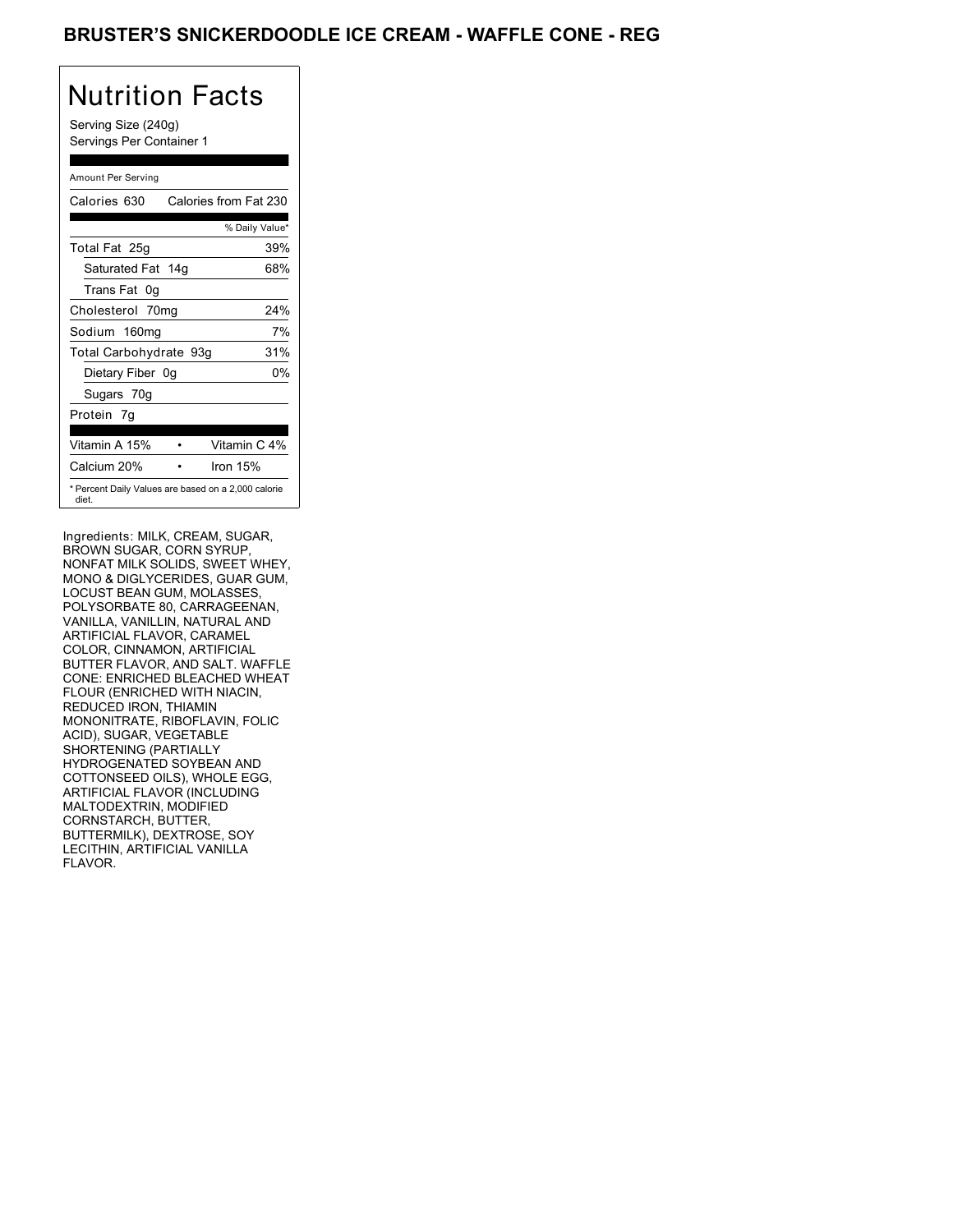# BRUSTER'S SNICKERDOODLE ICE CREAM - WAFFLE CONE - REG

## Nutrition Facts

Serving Size (240g)
Servings Per Container 1

Amount Per Serving

| Calories 630 | Calories from Fat 230 |
|---|---|
| | % Daily Value* |
| Total Fat 25g | 39% |
| Saturated Fat 14g | 68% |
| Trans Fat 0g | |
| Cholesterol 70mg | 24% |
| Sodium 160mg | 7% |
| Total Carbohydrate 93g | 31% |
| Dietary Fiber 0g | 0% |
| Sugars 70g | |
| Protein 7g | |

| | |
|---|---|
| Vitamin A 15% | Vitamin C 4% |
| Calcium 20% | Iron 15% |

* Percent Daily Values are based on a 2,000 calorie diet.

Ingredients: MILK, CREAM, SUGAR, BROWN SUGAR, CORN SYRUP, NONFAT MILK SOLIDS, SWEET WHEY, MONO & DIGLYCERIDES, GUAR GUM, LOCUST BEAN GUM, MOLASSES, POLYSORBATE 80, CARRAGEENAN, VANILLA, VANILLIN, NATURAL AND ARTIFICIAL FLAVOR, CARAMEL COLOR, CINNAMON, ARTIFICIAL BUTTER FLAVOR, AND SALT. WAFFLE CONE: ENRICHED BLEACHED WHEAT FLOUR (ENRICHED WITH NIACIN, REDUCED IRON, THIAMIN MONONITRATE, RIBOFLAVIN, FOLIC ACID), SUGAR, VEGETABLE SHORTENING (PARTIALLY HYDROGENATED SOYBEAN AND COTTONSEED OILS), WHOLE EGG, ARTIFICIAL FLAVOR (INCLUDING MALTODEXTRIN, MODIFIED CORNSTARCH, BUTTER, BUTTERMILK), DEXTROSE, SOY LECITHIN, ARTIFICIAL VANILLA FLAVOR.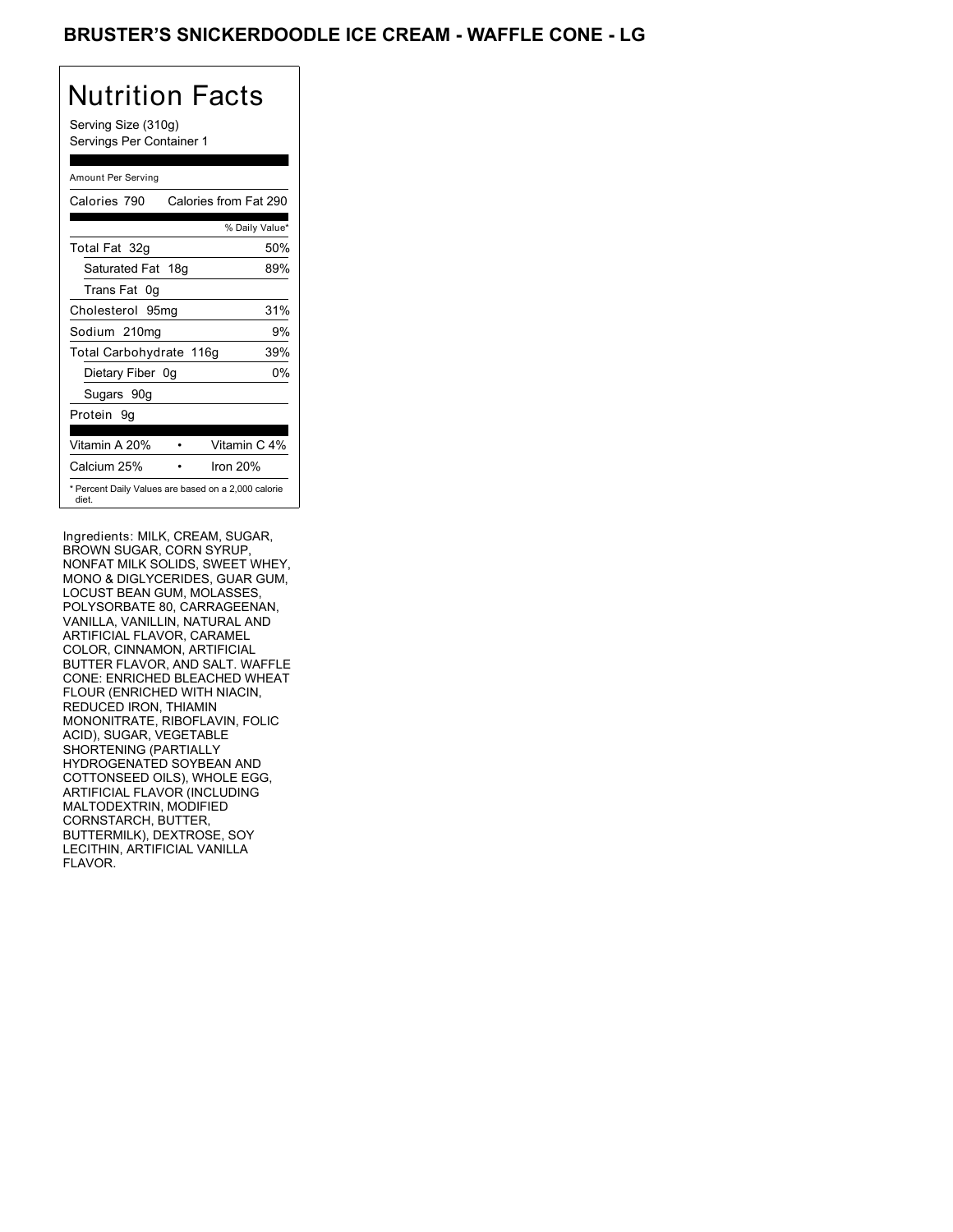# BRUSTER'S SNICKERDOODLE ICE CREAM - WAFFLE CONE - LG

## Nutrition Facts

Serving Size (310g)
Servings Per Container 1

Amount Per Serving

| | |
|---|---|
| Calories 790 | Calories from Fat 290 |
| | % Daily Value* |
| Total Fat 32g | 50% |
| Saturated Fat 18g | 89% |
| Trans Fat 0g | |
| Cholesterol 95mg | 31% |
| Sodium 210mg | 9% |
| Total Carbohydrate 116g | 39% |
| Dietary Fiber 0g | 0% |
| Sugars 90g | |
| Protein 9g | |
| Vitamin A 20% • | Vitamin C 4% |
| Calcium 25% • | Iron 20% |

* Percent Daily Values are based on a 2,000 calorie diet.

Ingredients: MILK, CREAM, SUGAR, BROWN SUGAR, CORN SYRUP, NONFAT MILK SOLIDS, SWEET WHEY, MONO & DIGLYCERIDES, GUAR GUM, LOCUST BEAN GUM, MOLASSES, POLYSORBATE 80, CARRAGEENAN, VANILLA, VANILLIN, NATURAL AND ARTIFICIAL FLAVOR, CARAMEL COLOR, CINNAMON, ARTIFICIAL BUTTER FLAVOR, AND SALT. WAFFLE CONE: ENRICHED BLEACHED WHEAT FLOUR (ENRICHED WITH NIACIN, REDUCED IRON, THIAMIN MONONITRATE, RIBOFLAVIN, FOLIC ACID), SUGAR, VEGETABLE SHORTENING (PARTIALLY HYDROGENATED SOYBEAN AND COTTONSEED OILS), WHOLE EGG, ARTIFICIAL FLAVOR (INCLUDING MALTODEXTRIN, MODIFIED CORNSTARCH, BUTTER, BUTTERMILK), DEXTROSE, SOY LECITHIN, ARTIFICIAL VANILLA FLAVOR.